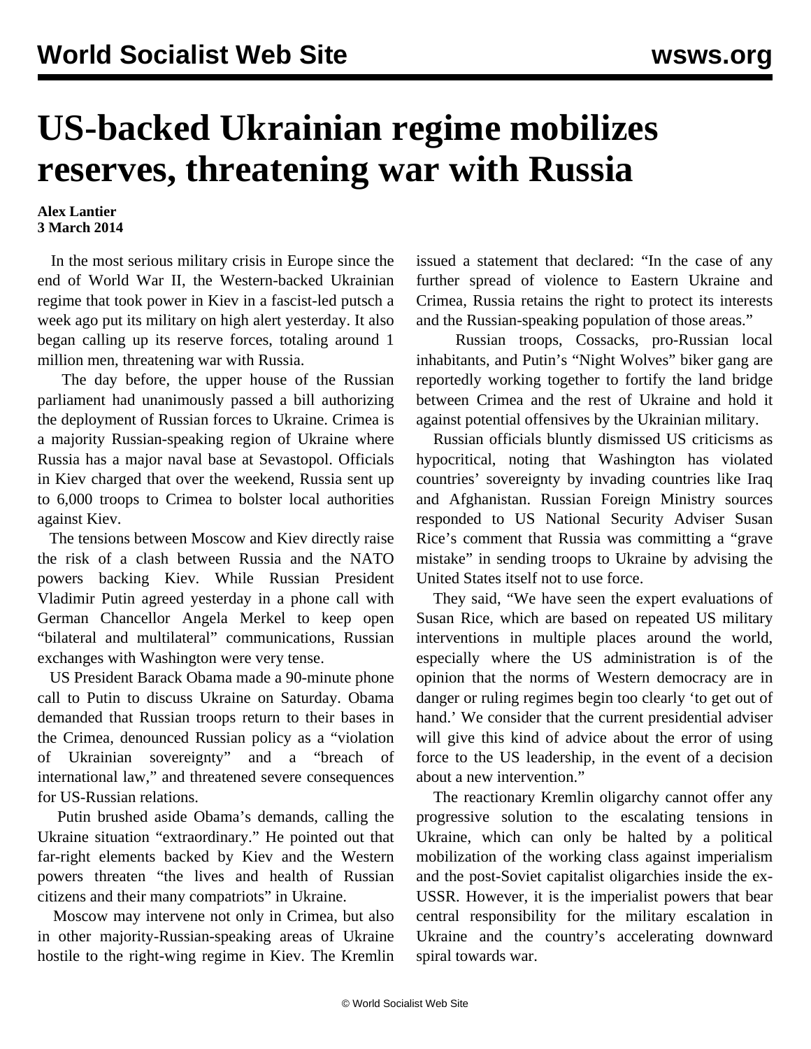# US-backed Ukrainian regime mobilizes reserves, threatening war with Russia

**Alex Lantier**
**3 March 2014**

In the most serious military crisis in Europe since the end of World War II, the Western-backed Ukrainian regime that took power in Kiev in a fascist-led putsch a week ago put its military on high alert yesterday. It also began calling up its reserve forces, totaling around 1 million men, threatening war with Russia.

The day before, the upper house of the Russian parliament had unanimously passed a bill authorizing the deployment of Russian forces to Ukraine. Crimea is a majority Russian-speaking region of Ukraine where Russia has a major naval base at Sevastopol. Officials in Kiev charged that over the weekend, Russia sent up to 6,000 troops to Crimea to bolster local authorities against Kiev.

The tensions between Moscow and Kiev directly raise the risk of a clash between Russia and the NATO powers backing Kiev. While Russian President Vladimir Putin agreed yesterday in a phone call with German Chancellor Angela Merkel to keep open "bilateral and multilateral" communications, Russian exchanges with Washington were very tense.

US President Barack Obama made a 90-minute phone call to Putin to discuss Ukraine on Saturday. Obama demanded that Russian troops return to their bases in the Crimea, denounced Russian policy as a "violation of Ukrainian sovereignty" and a "breach of international law," and threatened severe consequences for US-Russian relations.

Putin brushed aside Obama's demands, calling the Ukraine situation "extraordinary." He pointed out that far-right elements backed by Kiev and the Western powers threaten "the lives and health of Russian citizens and their many compatriots" in Ukraine.

Moscow may intervene not only in Crimea, but also in other majority-Russian-speaking areas of Ukraine hostile to the right-wing regime in Kiev. The Kremlin issued a statement that declared: "In the case of any further spread of violence to Eastern Ukraine and Crimea, Russia retains the right to protect its interests and the Russian-speaking population of those areas."

Russian troops, Cossacks, pro-Russian local inhabitants, and Putin's "Night Wolves" biker gang are reportedly working together to fortify the land bridge between Crimea and the rest of Ukraine and hold it against potential offensives by the Ukrainian military.

Russian officials bluntly dismissed US criticisms as hypocritical, noting that Washington has violated countries' sovereignty by invading countries like Iraq and Afghanistan. Russian Foreign Ministry sources responded to US National Security Adviser Susan Rice's comment that Russia was committing a "grave mistake" in sending troops to Ukraine by advising the United States itself not to use force.

They said, "We have seen the expert evaluations of Susan Rice, which are based on repeated US military interventions in multiple places around the world, especially where the US administration is of the opinion that the norms of Western democracy are in danger or ruling regimes begin too clearly 'to get out of hand.' We consider that the current presidential adviser will give this kind of advice about the error of using force to the US leadership, in the event of a decision about a new intervention."

The reactionary Kremlin oligarchy cannot offer any progressive solution to the escalating tensions in Ukraine, which can only be halted by a political mobilization of the working class against imperialism and the post-Soviet capitalist oligarchies inside the ex-USSR. However, it is the imperialist powers that bear central responsibility for the military escalation in Ukraine and the country's accelerating downward spiral towards war.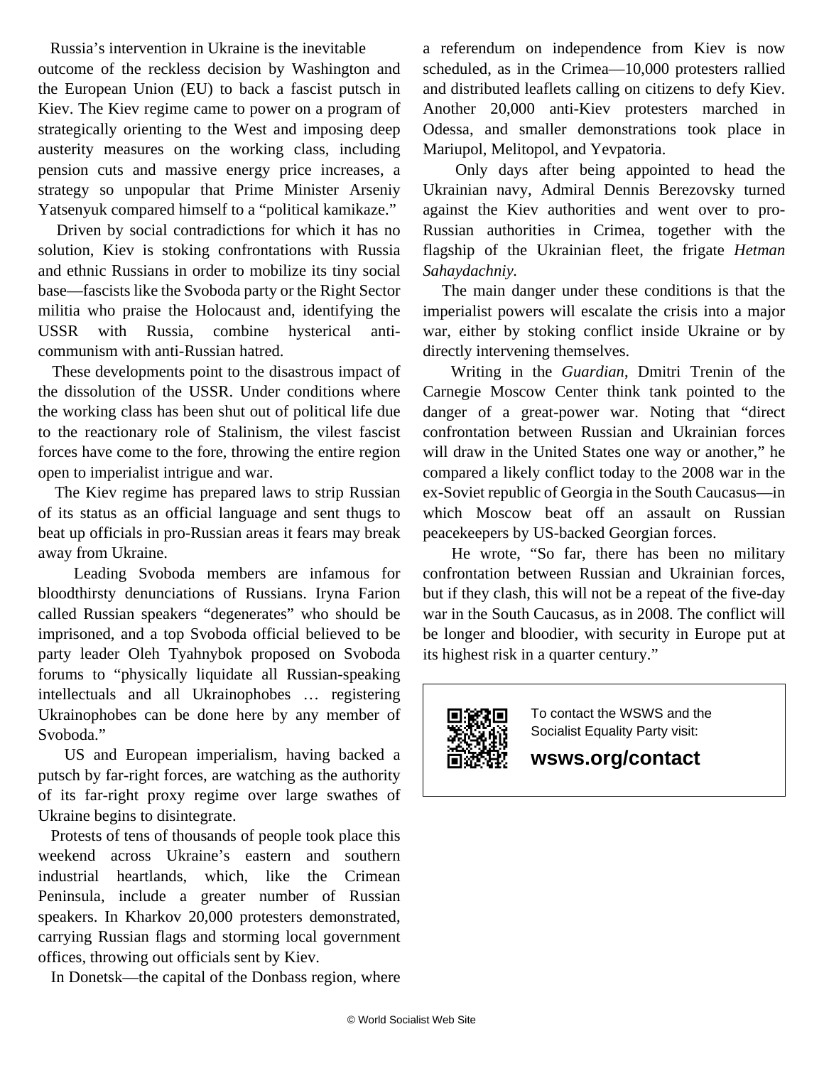Russia's intervention in Ukraine is the inevitable outcome of the reckless decision by Washington and the European Union (EU) to back a fascist putsch in Kiev. The Kiev regime came to power on a program of strategically orienting to the West and imposing deep austerity measures on the working class, including pension cuts and massive energy price increases, a strategy so unpopular that Prime Minister Arseniy Yatsenyuk compared himself to a "political kamikaze."

Driven by social contradictions for which it has no solution, Kiev is stoking confrontations with Russia and ethnic Russians in order to mobilize its tiny social base—fascists like the Svoboda party or the Right Sector militia who praise the Holocaust and, identifying the USSR with Russia, combine hysterical anti-communism with anti-Russian hatred.

These developments point to the disastrous impact of the dissolution of the USSR. Under conditions where the working class has been shut out of political life due to the reactionary role of Stalinism, the vilest fascist forces have come to the fore, throwing the entire region open to imperialist intrigue and war.

The Kiev regime has prepared laws to strip Russian of its status as an official language and sent thugs to beat up officials in pro-Russian areas it fears may break away from Ukraine.

Leading Svoboda members are infamous for bloodthirsty denunciations of Russians. Iryna Farion called Russian speakers "degenerates" who should be imprisoned, and a top Svoboda official believed to be party leader Oleh Tyahnybok proposed on Svoboda forums to "physically liquidate all Russian-speaking intellectuals and all Ukrainophobes … registering Ukrainophobes can be done here by any member of Svoboda."

US and European imperialism, having backed a putsch by far-right forces, are watching as the authority of its far-right proxy regime over large swathes of Ukraine begins to disintegrate.

Protests of tens of thousands of people took place this weekend across Ukraine's eastern and southern industrial heartlands, which, like the Crimean Peninsula, include a greater number of Russian speakers. In Kharkov 20,000 protesters demonstrated, carrying Russian flags and storming local government offices, throwing out officials sent by Kiev.

In Donetsk—the capital of the Donbass region, where a referendum on independence from Kiev is now scheduled, as in the Crimea—10,000 protesters rallied and distributed leaflets calling on citizens to defy Kiev. Another 20,000 anti-Kiev protesters marched in Odessa, and smaller demonstrations took place in Mariupol, Melitopol, and Yevpatoria.

Only days after being appointed to head the Ukrainian navy, Admiral Dennis Berezovsky turned against the Kiev authorities and went over to pro-Russian authorities in Crimea, together with the flagship of the Ukrainian fleet, the frigate *Hetman Sahaydachniy*.

The main danger under these conditions is that the imperialist powers will escalate the crisis into a major war, either by stoking conflict inside Ukraine or by directly intervening themselves.

Writing in the *Guardian*, Dmitri Trenin of the Carnegie Moscow Center think tank pointed to the danger of a great-power war. Noting that "direct confrontation between Russian and Ukrainian forces will draw in the United States one way or another," he compared a likely conflict today to the 2008 war in the ex-Soviet republic of Georgia in the South Caucasus—in which Moscow beat off an assault on Russian peacekeepers by US-backed Georgian forces.

He wrote, "So far, there has been no military confrontation between Russian and Ukrainian forces, but if they clash, this will not be a repeat of the five-day war in the South Caucasus, as in 2008. The conflict will be longer and bloodier, with security in Europe put at its highest risk in a quarter century."

To contact the WSWS and the Socialist Equality Party visit:

**wsws.org/contact**